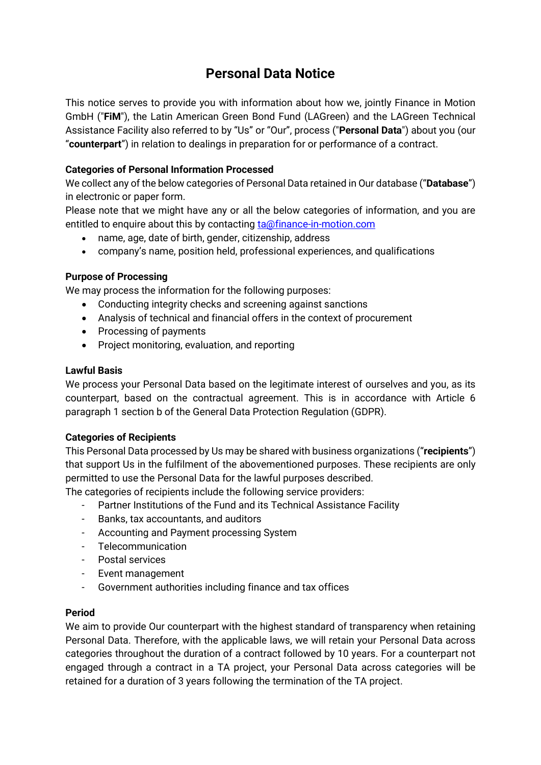# Personal Data Notice

This notice serves to provide you with information about how we, jointly Finance in Motion GmbH ("**FiM**"), the Latin American Green Bond Fund (LAGreen) and the LAGreen Technical Assistance Facility also referred to by "Us" or "Our", process ("**Personal Data**") about you (our "**counterpart**") in relation to dealings in preparation for or performance of a contract.

### Categories of Personal Information Processed

We collect any of the below categories of Personal Data retained in Our database ("**Database**") in electronic or paper form.

Please note that we might have any or all the below categories of information, and you are entitled to enquire about this by contacting [ta@finance-in-motion.com](mailto:ta@finance-in-motion.com)

- name, age, date of birth, gender, citizenship, address
- company's name, position held, professional experiences, and qualifications

### Purpose of Processing

We may process the information for the following purposes:

- Conducting integrity checks and screening against sanctions
- Analysis of technical and financial offers in the context of procurement
- Processing of payments
- Project monitoring, evaluation, and reporting

### Lawful Basis

We process your Personal Data based on the legitimate interest of ourselves and you, as its counterpart, based on the contractual agreement. This is in accordance with Article 6 paragraph 1 section b of the General Data Protection Regulation (GDPR).

### Categories of Recipients

This Personal Data processed by Us may be shared with business organizations ("**recipients**") that support Us in the fulfilment of the abovementioned purposes. These recipients are only permitted to use the Personal Data for the lawful purposes described.

The categories of recipients include the following service providers:

- Partner Institutions of the Fund and its Technical Assistance Facility
- Banks, tax accountants, and auditors
- Accounting and Payment processing System
- Telecommunication
- Postal services
- Event management
- Government authorities including finance and tax offices

### Period

We aim to provide Our counterpart with the highest standard of transparency when retaining Personal Data. Therefore, with the applicable laws, we will retain your Personal Data across categories throughout the duration of a contract followed by 10 years. For a counterpart not engaged through a contract in a TA project, your Personal Data across categories will be retained for a duration of 3 years following the termination of the TA project.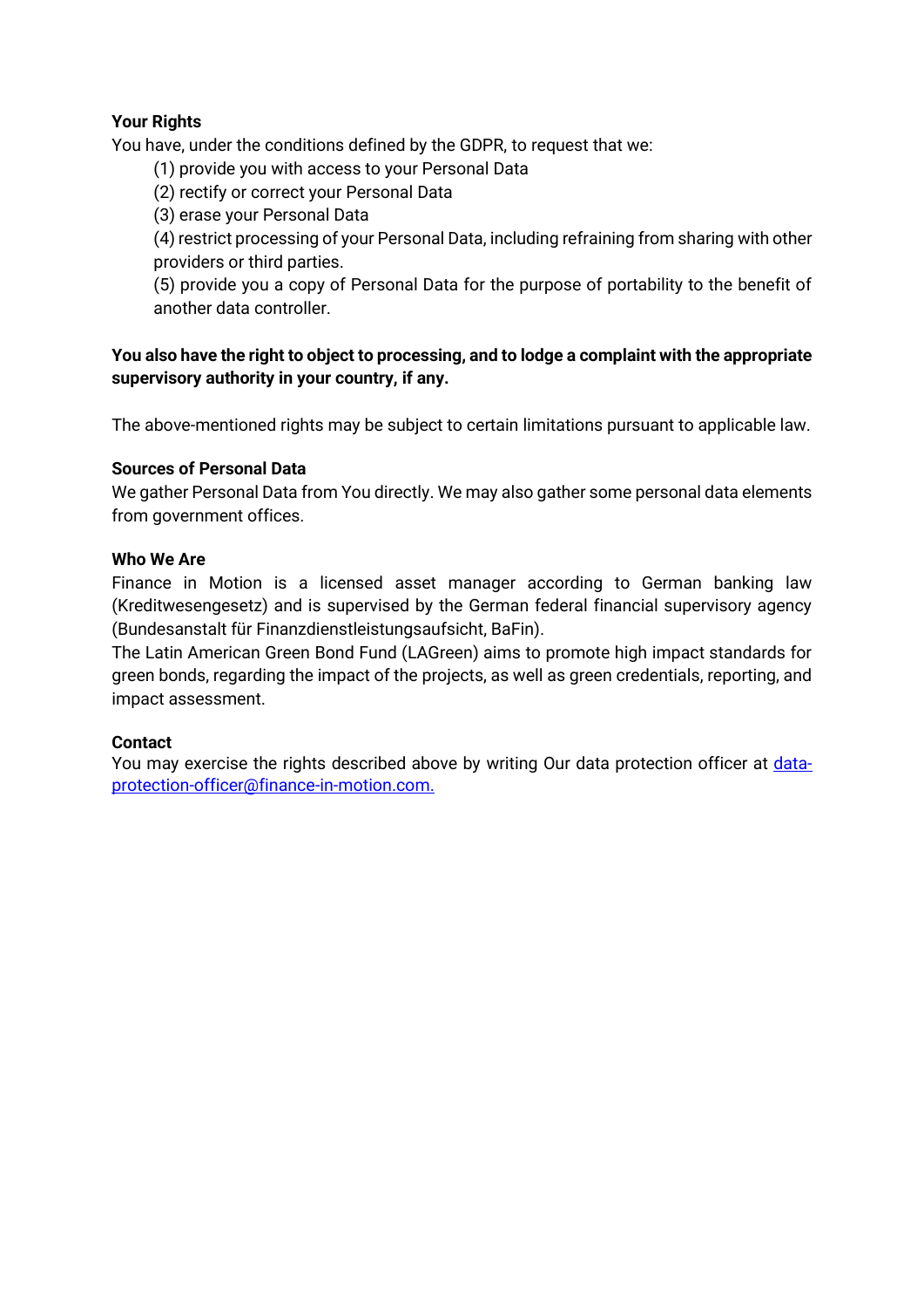**Your Rights**

You have, under the conditions defined by the GDPR, to request that we:

(1) provide you with access to your Personal Data
(2) rectify or correct your Personal Data
(3) erase your Personal Data
(4) restrict processing of your Personal Data, including refraining from sharing with other providers or third parties.
(5) provide you a copy of Personal Data for the purpose of portability to the benefit of another data controller.

**You also have the right to object to processing, and to lodge a complaint with the appropriate supervisory authority in your country, if any.**

The above-mentioned rights may be subject to certain limitations pursuant to applicable law.

**Sources of Personal Data**

We gather Personal Data from You directly. We may also gather some personal data elements from government offices.

**Who We Are**

Finance in Motion is a licensed asset manager according to German banking law (Kreditwesengesetz) and is supervised by the German federal financial supervisory agency (Bundesanstalt für Finanzdienstleistungsaufsicht, BaFin).

The Latin American Green Bond Fund (LAGreen) aims to promote high impact standards for green bonds, regarding the impact of the projects, as well as green credentials, reporting, and impact assessment.

**Contact**

You may exercise the rights described above by writing Our data protection officer at data-protection-officer@finance-in-motion.com.